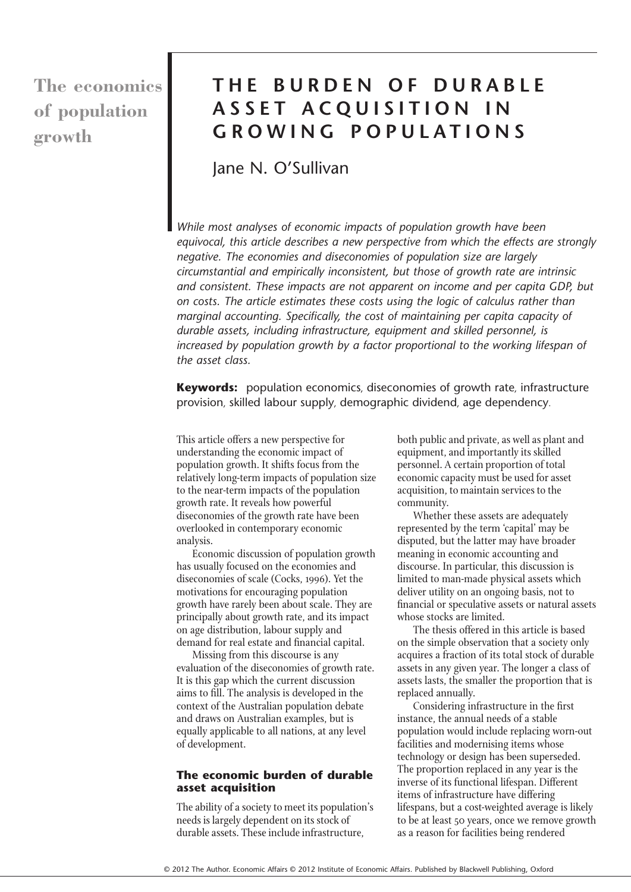The economics of population growth

# THE BURDEN OF DURABLE ASSET ACQUISITION IN GROWING POPULATIONS

Jane N. O'Sullivan

*While most analyses of economic impacts of population growth have been equivocal, this article describes a new perspective from which the effects are strongly negative. The economies and diseconomies of population size are largely circumstantial and empirically inconsistent, but those of growth rate are intrinsic and consistent. These impacts are not apparent on income and per capita GDP, but on costs. The article estimates these costs using the logic of calculus rather than marginal accounting. Specifically, the cost of maintaining per capita capacity of durable assets, including infrastructure, equipment and skilled personnel, is increased by population growth by a factor proportional to the working lifespan of the asset class.*

**Keywords:** population economics, diseconomies of growth rate, infrastructure provision, skilled labour supply, demographic dividend, age dependency.

This article offers a new perspective for understanding the economic impact of population growth. It shifts focus from the relatively long-term impacts of population size to the near-term impacts of the population growth rate. It reveals how powerful diseconomies of the growth rate have been overlooked in contemporary economic analysis.

Economic discussion of population growth has usually focused on the economies and diseconomies of scale (Cocks, 1996). Yet the motivations for encouraging population growth have rarely been about scale. They are principally about growth rate, and its impact on age distribution, labour supply and demand for real estate and financial capital.

Missing from this discourse is any evaluation of the diseconomies of growth rate. It is this gap which the current discussion aims to fill. The analysis is developed in the context of the Australian population debate and draws on Australian examples, but is equally applicable to all nations, at any level of development.

## The economic burden of durable asset acquisition

The ability of a society to meet its population's needs is largely dependent on its stock of durable assets. These include infrastructure, both public and private, as well as plant and equipment, and importantly its skilled personnel. A certain proportion of total economic capacity must be used for asset acquisition, to maintain services to the community.

Whether these assets are adequately represented by the term 'capital' may be disputed, but the latter may have broader meaning in economic accounting and discourse. In particular, this discussion is limited to man-made physical assets which deliver utility on an ongoing basis, not to financial or speculative assets or natural assets whose stocks are limited.

The thesis offered in this article is based on the simple observation that a society only acquires a fraction of its total stock of durable assets in any given year. The longer a class of assets lasts, the smaller the proportion that is replaced annually.

Considering infrastructure in the first instance, the annual needs of a steady population would include replacing worn-out facilities and modernising items whose technology or design has been superseded. The proportion replaced in any year is the inverse of its functional lifespan. Different items of infrastructure have differing lifespans, but a cost-weighted average is likely to be at least 50 years, once we remove growth as a reason for facilities being rendered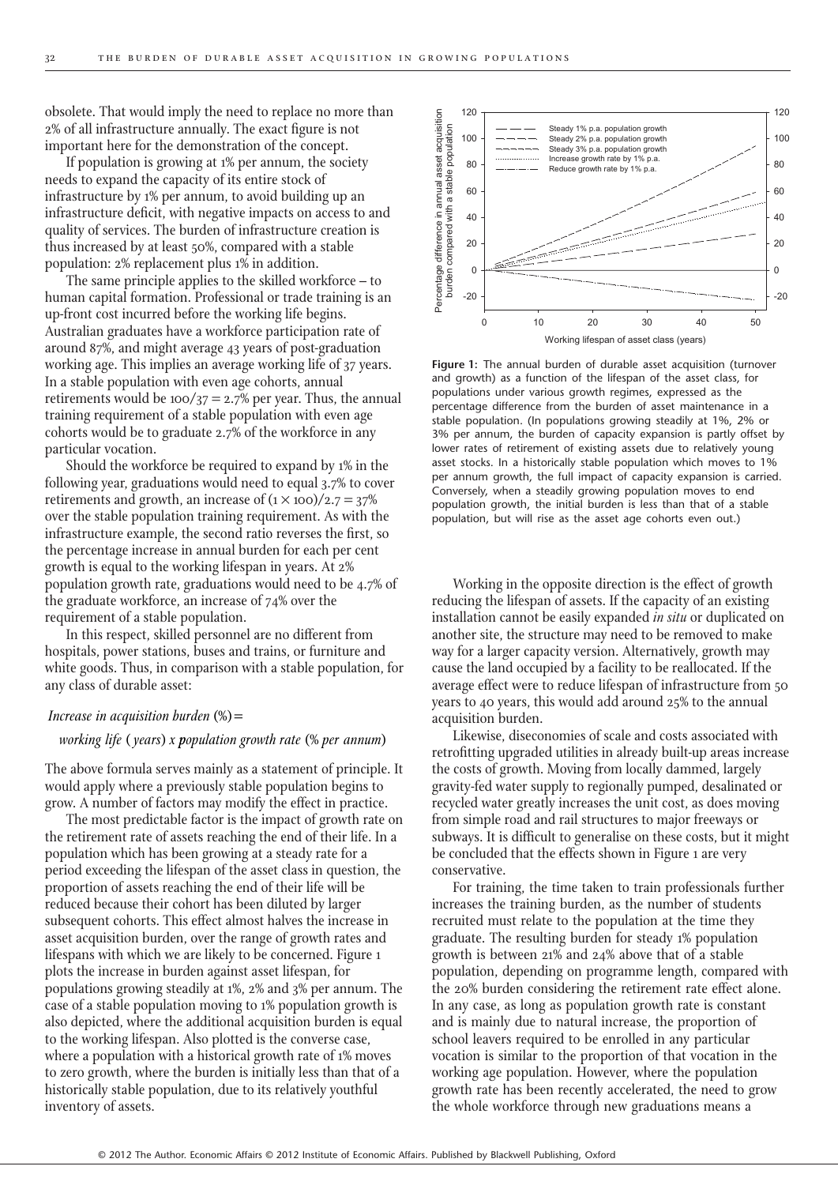obsolete. That would imply the need to replace no more than 2% of all infrastructure annually. The exact figure is not important here for the demonstration of the concept.

If population is growing at 1% per annum, the society needs to expand the capacity of its entire stock of infrastructure by 1% per annum, to avoid building up an infrastructure deficit, with negative impacts on access to and quality of services. The burden of infrastructure creation is thus increased by at least 50%, compared with a stable population: 2% replacement plus 1% in addition.

The same principle applies to the skilled workforce – to human capital formation. Professional or trade training is an up-front cost incurred before the working life begins. Australian graduates have a workforce participation rate of around 87%, and might average 43 years of post-graduation working age. This implies an average working life of 37 years. In a stable population with even age cohorts, annual retirements would be $100/37 = 2.7\%$ per year. Thus, the annual training requirement of a stable population with even age cohorts would be to graduate 2.7% of the workforce in any particular vocation.

Should the workforce be required to expand by 1% in the following year, graduations would need to equal 3.7% to cover retirements and growth, an increase of $(1 \times 100)/2.7 = 37\%$ over the stable population training requirement. As with the infrastructure example, the second ratio reverses the first, so the percentage increase in annual burden for each per cent growth is equal to the working lifespan in years. At 2% population growth rate, graduations would need to be 4.7% of the graduate workforce, an increase of 74% over the requirement of a stable population.

In this respect, skilled personnel are no different from hospitals, power stations, buses and trains, or furniture and white goods. Thus, in comparison with a stable population, for any class of durable asset:

*Increase in acquisition burden* (%) =

*working life* (*years*) *x population growth rate* (*% per annum*)

The above formula serves mainly as a statement of principle. It would apply where a previously stable population begins to grow. A number of factors may modify the effect in practice.

The most predictable factor is the impact of growth rate on the retirement rate of assets reaching the end of their life. In a population which has been growing at a steady rate for a period exceeding the lifespan of the asset class in question, the proportion of assets reaching the end of their life will be reduced because their cohort has been diluted by larger subsequent cohorts. This effect almost halves the increase in asset acquisition burden, over the range of growth rates and lifespans with which we are likely to be concerned. Figure 1 plots the increase in burden against asset lifespan, for populations growing steadily at 1%, 2% and 3% per annum. The case of a stable population moving to 1% population growth is also depicted, where the additional acquisition burden is equal to the working lifespan. Also plotted is the converse case, where a population with a historical growth rate of 1% moves to zero growth, where the burden is initially less than that of a historically stable population, due to its relatively youthful inventory of assets.

**Figure 1:** The annual burden of durable asset acquisition (turnover and growth) as a function of the lifespan of the asset class, for populations under various growth regimes, expressed as the percentage difference from the burden of asset maintenance in a stable population. (In populations growing steadily at 1%, 2% or 3% per annum, the burden of capacity expansion is partly offset by lower rates of retirement of existing assets due to relatively young asset stocks. In a historically stable population which moves to 1% per annum growth, the full impact of capacity expansion is carried. Conversely, when a steadily growing population moves to end population growth, the initial burden is less than that of a stable population, but will rise as the asset age cohorts even out.)

Working in the opposite direction is the effect of growth reducing the lifespan of assets. If the capacity of an existing installation cannot be easily expanded *in situ* or duplicated on another site, the structure may need to be removed to make way for a larger capacity version. Alternatively, growth may cause the land occupied by a facility to be reallocated. If the average effect were to reduce lifespan of infrastructure from 50 years to 40 years, this would add around 25% to the annual acquisition burden.

Likewise, diseconomies of scale and costs associated with retrofitting upgraded utilities in already built-up areas increase the costs of growth. Moving from locally dammed, largely gravity-fed water supply to regionally pumped, desalinated or recycled water greatly increases the unit cost, as does moving from simple road and rail structures to major freeways or subways. It is difficult to generalise on these costs, but it might be concluded that the effects shown in Figure 1 are very conservative.

For training, the time taken to train professionals further increases the training burden, as the number of students recruited must relate to the population at the time they graduate. The resulting burden for steady 1% population growth is between 21% and 24% above that of a stable population, depending on programme length, compared with the 20% burden considering the retirement rate effect alone. In any case, as long as population growth rate is constant and is mainly due to natural increase, the proportion of school leavers required to be enrolled in any particular vocation is similar to the proportion of that vocation in the working age population. However, where the population growth rate has been recently accelerated, the need to grow the whole workforce through new graduations means a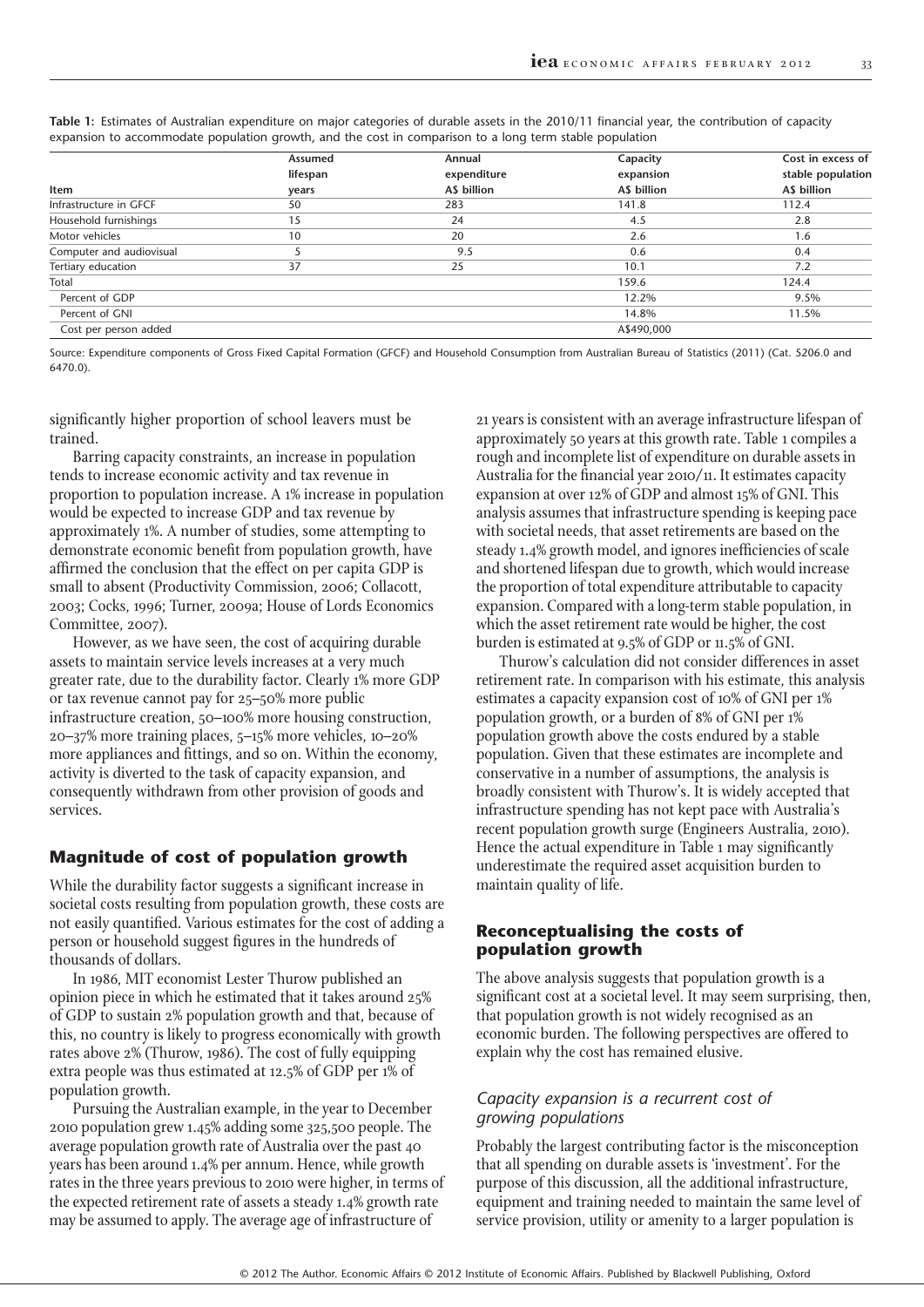**Table 1:** Estimates of Australian expenditure on major categories of durable assets in the 2010/11 financial year, the contribution of capacity expansion to accommodate population growth, and the cost in comparison to a long term stable population

| Item | Assumed lifespan years | Annual expenditure A$ billion | Capacity expansion A$ billion | Cost in excess of stable population A$ billion |
|---|---|---|---|---|
| Infrastructure in GFCF | 50 | 283 | 141.8 | 112.4 |
| Household furnishings | 15 | 24 | 4.5 | 2.8 |
| Motor vehicles | 10 | 20 | 2.6 | 1.6 |
| Computer and audiovisual | 5 | 9.5 | 0.6 | 0.4 |
| Tertiary education | 37 | 25 | 10.1 | 7.2 |
| Total | | | 159.6 | 124.4 |
| Percent of GDP | | | 12.2% | 9.5% |
| Percent of GNI | | | 14.8% | 11.5% |
| Cost per person added | | | A$490,000 | |

Source: Expenditure components of Gross Fixed Capital Formation (GFCF) and Household Consumption from Australian Bureau of Statistics (2011) (Cat. 5206.0 and 6470.0).

significantly higher proportion of school leavers must be trained.

Barring capacity constraints, an increase in population tends to increase economic activity and tax revenue in proportion to population increase. A 1% increase in population would be expected to increase GDP and tax revenue by approximately 1%. A number of studies, some attempting to demonstrate economic benefit from population growth, have affirmed the conclusion that the effect on per capita GDP is small to absent (Productivity Commission, 2006; Collacott, 2003; Cocks, 1996; Turner, 2009a; House of Lords Economics Committee, 2007).

However, as we have seen, the cost of acquiring durable assets to maintain service levels increases at a very much greater rate, due to the durability factor. Clearly 1% more GDP or tax revenue cannot pay for 25–50% more public infrastructure creation, 50–100% more housing construction, 20–37% more training places, 5–15% more vehicles, 10–20% more appliances and fittings, and so on. Within the economy, activity is diverted to the task of capacity expansion, and consequently withdrawn from other provision of goods and services.

## Magnitude of cost of population growth

While the durability factor suggests a significant increase in societal costs resulting from population growth, these costs are not easily quantified. Various estimates for the cost of adding a person or household suggest figures in the hundreds of thousands of dollars.

In 1986, MIT economist Lester Thurow published an opinion piece in which he estimated that it takes around 25% of GDP to sustain 2% population growth and that, because of this, no country is likely to progress economically with growth rates above 2% (Thurow, 1986). The cost of fully equipping extra people was thus estimated at 12.5% of GDP per 1% of population growth.

Pursuing the Australian example, in the year to December 2010 population grew 1.45% adding some 325,500 people. The average population growth rate of Australia over the past 40 years has been around 1.4% per annum. Hence, while growth rates in the three years previous to 2010 were higher, in terms of the expected retirement rate of assets a steady 1.4% growth rate may be assumed to apply. The average age of infrastructure of 21 years is consistent with an average infrastructure lifespan of approximately 50 years at this growth rate. Table 1 compiles a rough and incomplete list of expenditure on durable assets in Australia for the financial year 2010/11. It estimates capacity expansion at over 12% of GDP and almost 15% of GNI. This analysis assumes that infrastructure spending is keeping pace with societal needs, that asset retirements are based on the steady 1.4% growth model, and ignores inefficiencies of scale and shortened lifespan due to growth, which would increase the proportion of total expenditure attributable to capacity expansion. Compared with a long-term stable population, in which the asset retirement rate would be higher, the cost burden is estimated at 9.5% of GDP or 11.5% of GNI.

Thurow's calculation did not consider differences in asset retirement rate. In comparison with his estimate, this analysis estimates a capacity expansion cost of 10% of GNI per 1% population growth, or a burden of 8% of GNI per 1% population growth above the costs endured by a stable population. Given that these estimates are incomplete and conservative in a number of assumptions, the analysis is broadly consistent with Thurow's. It is widely accepted that infrastructure spending has not kept pace with Australia's recent population growth surge (Engineers Australia, 2010). Hence the actual expenditure in Table 1 may significantly underestimate the required asset acquisition burden to maintain quality of life.

## Reconceptualising the costs of population growth

The above analysis suggests that population growth is a significant cost at a societal level. It may seem surprising, then, that population growth is not widely recognised as an economic burden. The following perspectives are offered to explain why the cost has remained elusive.

### *Capacity expansion is a recurrent cost of growing populations*

Probably the largest contributing factor is the misconception that all spending on durable assets is 'investment'. For the purpose of this discussion, all the additional infrastructure, equipment and training needed to maintain the same level of service provision, utility or amenity to a larger population is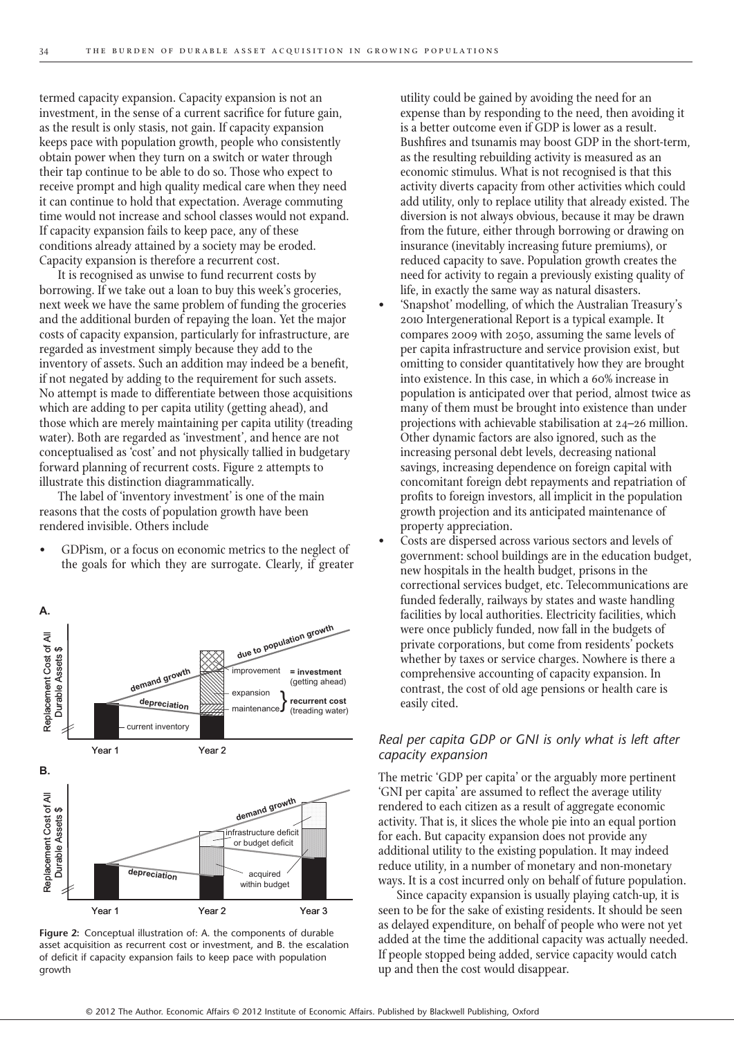termed capacity expansion. Capacity expansion is not an investment, in the sense of a current sacrifice for future gain, as the result is only stasis, not gain. If capacity expansion keeps pace with population growth, people who consistently obtain power when they turn on a switch or water through their tap continue to be able to do so. Those who expect to receive prompt and high quality medical care when they need it can continue to hold that expectation. Average commuting time would not increase and school classes would not expand. If capacity expansion fails to keep pace, any of these conditions already attained by a society may be eroded. Capacity expansion is therefore a recurrent cost.

It is recognised as unwise to fund recurrent costs by borrowing. If we take out a loan to buy this week's groceries, next week we have the same problem of funding the groceries and the additional burden of repaying the loan. Yet the major costs of capacity expansion, particularly for infrastructure, are regarded as investment simply because they add to the inventory of assets. Such an addition may indeed be a benefit, if not negated by adding to the requirement for such assets. No attempt is made to differentiate between those acquisitions which are adding to per capita utility (getting ahead), and those which are merely maintaining per capita utility (treading water). Both are regarded as 'investment', and hence are not conceptualised as 'cost' and not physically tallied in budgetary forward planning of recurrent costs. Figure 2 attempts to illustrate this distinction diagrammatically.

The label of 'inventory investment' is one of the main reasons that the costs of population growth have been rendered invisible. Others include

- GDPism, or a focus on economic metrics to the neglect of the goals for which they are surrogate. Clearly, if greater utility could be gained by avoiding the need for an expense than by responding to the need, then avoiding it is a better outcome even if GDP is lower as a result. Bushfires and tsunamis may boost GDP in the short-term, as the resulting rebuilding activity is measured as an economic stimulus. What is not recognised is that this activity diverts capacity from other activities which could add utility, only to replace utility that already existed. The diversion is not always obvious, because it may be drawn from the future, either through borrowing or drawing on insurance (inevitably increasing future premiums), or reduced capacity to save. Population growth creates the need for activity to regain a previously existing quality of life, in exactly the same way as natural disasters.
- 'Snapshot' modelling, of which the Australian Treasury's 2010 Intergenerational Report is a typical example. It compares 2009 with 2050, assuming the same levels of per capita infrastructure and service provision exist, but omitting to consider quantitatively how they are brought into existence. In this case, in which a 60% increase in population is anticipated over that period, almost twice as many of them must be brought into existence than under projections with achievable stabilisation at 24–26 million. Other dynamic factors are also ignored, such as the increasing personal debt levels, decreasing national savings, increasing dependence on foreign capital with concomitant foreign debt repayments and repatriation of profits to foreign investors, all implicit in the population growth projection and its anticipated maintenance of property appreciation.
- Costs are dispersed across various sectors and levels of government: school buildings are in the education budget, new hospitals in the health budget, prisons in the correctional services budget, etc. Telecommunications are funded federally, railways by states and waste handling facilities by local authorities. Electricity facilities, which were once publicly funded, now fall in the budgets of private corporations, but come from residents' pockets whether by taxes or service charges. Nowhere is there a comprehensive accounting of capacity expansion. In contrast, the cost of old age pensions or health care is easily cited.

A.

Replacement Cost of All Durable Assets $

due to population growth

demand growth

improvement

= investment (getting ahead)

expansion

maintenance

recurrent cost (treading water)

depreciation

current inventory

Year 1

Year 2

B.

Replacement Cost of All Durable Assets $

demand growth

infrastructure deficit or budget deficit

depreciation

acquired within budget

Year 1

Year 2

Year 3

**Figure 2:** Conceptual illustration of: A. the components of durable asset acquisition as recurrent cost or investment, and B. the escalation of deficit if capacity expansion fails to keep pace with population growth

### *Real per capita GDP or GNI is only what is left after capacity expansion*

The metric 'GDP per capita' or the arguably more pertinent 'GNI per capita' are assumed to reflect the average utility rendered to each citizen as a result of aggregate economic activity. That is, it slices the whole pie into an equal portion for each. But capacity expansion does not provide any additional utility to the existing population. It may indeed reduce utility, in a number of monetary and non-monetary ways. It is a cost incurred only on behalf of future population.

Since capacity expansion is usually playing catch-up, it is seen to be for the sake of existing residents. It should be seen as delayed expenditure, on behalf of people who were not yet added at the time the additional capacity was actually needed. If people stopped being added, service capacity would catch up and then the cost would disappear.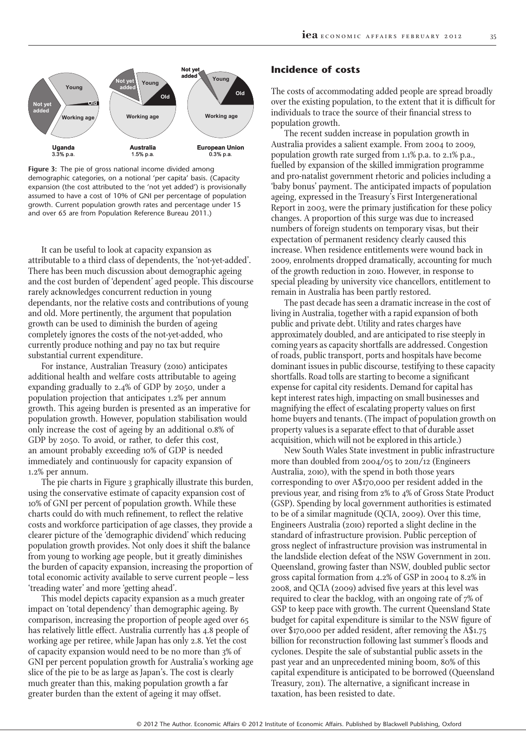Figure 3: The pie of gross national income divided among demographic categories, on a notional 'per capita' basis. (Capacity expansion (the cost attributed to the 'not yet added') is provisionally assumed to have a cost of 10% of GNI per percentage of population growth. Current population growth rates and percentage under 15 and over 65 are from Population Reference Bureau 2011.)

It can be useful to look at capacity expansion as attributable to a third class of dependents, the 'not-yet-added'. There has been much discussion about demographic ageing and the cost burden of 'dependent' aged people. This discourse rarely acknowledges concurrent reduction in young dependants, nor the relative costs and contributions of young and old. More pertinently, the argument that population growth can be used to diminish the burden of ageing completely ignores the costs of the not-yet-added, who currently produce nothing and pay no tax but require substantial current expenditure.

For instance, Australian Treasury (2010) anticipates additional health and welfare costs attributable to ageing expanding gradually to 2.4% of GDP by 2050, under a population projection that anticipates 1.2% per annum growth. This ageing burden is presented as an imperative for population growth. However, population stabilisation would only increase the cost of ageing by an additional 0.8% of GDP by 2050. To avoid, or rather, to defer this cost, an amount probably exceeding 10% of GDP is needed immediately and continuously for capacity expansion of 1.2% per annum.

The pie charts in Figure 3 graphically illustrate this burden, using the conservative estimate of capacity expansion cost of 10% of GNI per percent of population growth. While these charts could do with much refinement, to reflect the relative costs and workforce participation of age classes, they provide a clearer picture of the 'demographic dividend' which reducing population growth provides. Not only does it shift the balance from young to working age people, but it greatly diminishes the burden of capacity expansion, increasing the proportion of total economic activity available to serve current people – less 'treading water' and more 'getting ahead'.

This model depicts capacity expansion as a much greater impact on 'total dependency' than demographic ageing. By comparison, increasing the proportion of people aged over 65 has relatively little effect. Australia currently has 4.8 people of working age per retiree, while Japan has only 2.8. Yet the cost of capacity expansion would need to be no more than 3% of GNI per percent population growth for Australia's working age slice of the pie to be as large as Japan's. The cost is clearly much greater than this, making population growth a far greater burden than the extent of ageing it may offset.

## Incidence of costs

The costs of accommodating added people are spread broadly over the existing population, to the extent that it is difficult for individuals to trace the source of their financial stress to population growth.

The recent sudden increase in population growth in Australia provides a salient example. From 2004 to 2009, population growth rate surged from 1.1% p.a. to 2.1% p.a., fuelled by expansion of the skilled immigration programme and pro-natalist government rhetoric and policies including a 'baby bonus' payment. The anticipated impacts of population ageing, expressed in the Treasury's First Intergenerational Report in 2003, were the primary justification for these policy changes. A proportion of this surge was due to increased numbers of foreign students on temporary visas, but their expectation of permanent residency clearly caused this increase. When residence entitlements were wound back in 2009, enrolments dropped dramatically, accounting for much of the growth reduction in 2010. However, in response to special pleading by university vice chancellors, entitlement to remain in Australia has been partly restored.

The past decade has seen a dramatic increase in the cost of living in Australia, together with a rapid expansion of both public and private debt. Utility and rates charges have approximately doubled, and are anticipated to rise steeply in coming years as capacity shortfalls are addressed. Congestion of roads, public transport, ports and hospitals have become dominant issues in public discourse, testifying to these capacity shortfalls. Road tolls are starting to become a significant expense for capital city residents. Demand for capital has kept interest rates high, impacting on small businesses and magnifying the effect of escalating property values on first home buyers and tenants. (The impact of population growth on property values is a separate effect to that of durable asset acquisition, which will not be explored in this article.)

New South Wales State investment in public infrastructure more than doubled from 2004/05 to 2011/12 (Engineers Australia, 2010), with the spend in both those years corresponding to over A$170,000 per resident added in the previous year, and rising from 2% to 4% of Gross State Product (GSP). Spending by local government authorities is estimated to be of a similar magnitude (QCIA, 2009). Over this time, Engineers Australia (2010) reported a slight decline in the standard of infrastructure provision. Public perception of gross neglect of infrastructure provision was instrumental in the landslide election defeat of the NSW Government in 2011. Queensland, growing faster than NSW, doubled public sector gross capital formation from 4.2% of GSP in 2004 to 8.2% in 2008, and QCIA (2009) advised five years at this level was required to clear the backlog, with an ongoing rate of 7% of GSP to keep pace with growth. The current Queensland State budget for capital expenditure is similar to the NSW figure of over $170,000 per added resident, after removing the A$1.75 billion for reconstruction following last summer's floods and cyclones. Despite the sale of substantial public assets in the past year and an unprecedented mining boom, 80% of this capital expenditure is anticipated to be borrowed (Queensland Treasury, 2011). The alternative, a significant increase in taxation, has been resisted to date.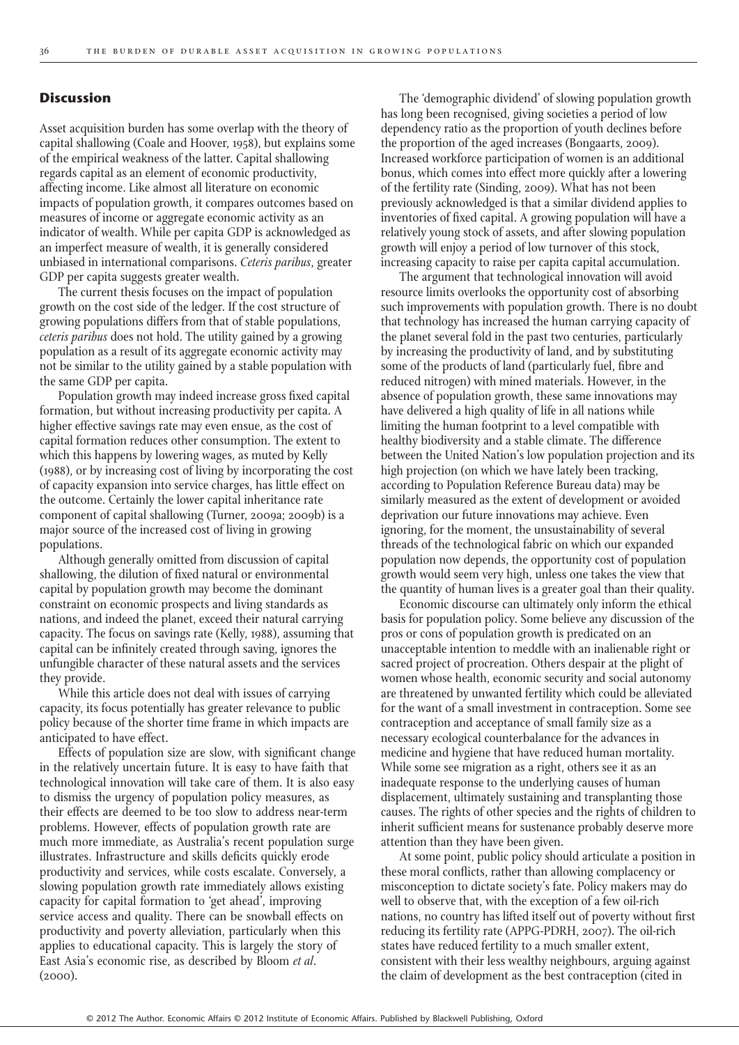## Discussion

Asset acquisition burden has some overlap with the theory of capital shallowing (Coale and Hoover, 1958), but explains some of the empirical weakness of the latter. Capital shallowing regards capital as an element of economic productivity, affecting income. Like almost all literature on economic impacts of population growth, it compares outcomes based on measures of income or aggregate economic activity as an indicator of wealth. While per capita GDP is acknowledged as an imperfect measure of wealth, it is generally considered unbiased in international comparisons. *Ceteris paribus*, greater GDP per capita suggests greater wealth.

The current thesis focuses on the impact of population growth on the cost side of the ledger. If the cost structure of growing populations differs from that of stable populations, *ceteris paribus* does not hold. The utility gained by a growing population as a result of its aggregate economic activity may not be similar to the utility gained by a stable population with the same GDP per capita.

Population growth may indeed increase gross fixed capital formation, but without increasing productivity per capita. A higher effective savings rate may even ensue, as the cost of capital formation reduces other consumption. The extent to which this happens by lowering wages, as muted by Kelly (1988), or by increasing cost of living by incorporating the cost of capacity expansion into service charges, has little effect on the outcome. Certainly the lower capital inheritance rate component of capital shallowing (Turner, 2009a; 2009b) is a major source of the increased cost of living in growing populations.

Although generally omitted from discussion of capital shallowing, the dilution of fixed natural or environmental capital by population growth may become the dominant constraint on economic prospects and living standards as nations, and indeed the planet, exceed their natural carrying capacity. The focus on savings rate (Kelly, 1988), assuming that capital can be infinitely created through saving, ignores the unfungible character of these natural assets and the services they provide.

While this article does not deal with issues of carrying capacity, its focus potentially has greater relevance to public policy because of the shorter time frame in which impacts are anticipated to have effect.

Effects of population size are slow, with significant change in the relatively uncertain future. It is easy to have faith that technological innovation will take care of them. It is also easy to dismiss the urgency of population policy measures, as their effects are deemed to be too slow to address near-term problems. However, effects of population growth rate are much more immediate, as Australia's recent population surge illustrates. Infrastructure and skills deficits quickly erode productivity and services, while costs escalate. Conversely, a slowing population growth rate immediately allows existing capacity for capital formation to 'get ahead', improving service access and quality. There can be snowball effects on productivity and poverty alleviation, particularly when this applies to educational capacity. This is largely the story of East Asia's economic rise, as described by Bloom *et al*. (2000).

The 'demographic dividend' of slowing population growth has long been recognised, giving societies a period of low dependency ratio as the proportion of youth declines before the proportion of the aged increases (Bongaarts, 2009). Increased workforce participation of women is an additional bonus, which comes into effect more quickly after a lowering of the fertility rate (Sinding, 2009). What has not been previously acknowledged is that a similar dividend applies to inventories of fixed capital. A growing population will have a relatively young stock of assets, and after slowing population growth will enjoy a period of low turnover of this stock, increasing capacity to raise per capita capital accumulation.

The argument that technological innovation will avoid resource limits overlooks the opportunity cost of absorbing such improvements with population growth. There is no doubt that technology has increased the human carrying capacity of the planet several fold in the past two centuries, particularly by increasing the productivity of land, and by substituting some of the products of land (particularly fuel, fibre and reduced nitrogen) with mined materials. However, in the absence of population growth, these same innovations may have delivered a high quality of life in all nations while limiting the human footprint to a level compatible with healthy biodiversity and a stable climate. The difference between the United Nation's low population projection and its high projection (on which we have lately been tracking, according to Population Reference Bureau data) may be similarly measured as the extent of development or avoided deprivation our future innovations may achieve. Even ignoring, for the moment, the unsustainability of several threads of the technological fabric on which our expanded population now depends, the opportunity cost of population growth would seem very high, unless one takes the view that the quantity of human lives is a greater goal than their quality.

Economic discourse can ultimately only inform the ethical basis for population policy. Some believe any discussion of the pros or cons of population growth is predicated on an unacceptable intention to meddle with an inalienable right or sacred project of procreation. Others despair at the plight of women whose health, economic security and social autonomy are threatened by unwanted fertility which could be alleviated for the want of a small investment in contraception. Some see contraception and acceptance of small family size as a necessary ecological counterbalance for the advances in medicine and hygiene that have reduced human mortality. While some see migration as a right, others see it as an inadequate response to the underlying causes of human displacement, ultimately sustaining and transplanting those causes. The rights of other species and the rights of children to inherit sufficient means for sustenance probably deserve more attention than they have been given.

At some point, public policy should articulate a position in these moral conflicts, rather than allowing complacency or misconception to dictate society's fate. Policy makers may do well to observe that, with the exception of a few oil-rich nations, no country has lifted itself out of poverty without first reducing its fertility rate (APPG-PDRH, 2007). The oil-rich states have reduced fertility to a much smaller extent, consistent with their less wealthy neighbours, arguing against the claim of development as the best contraception (cited in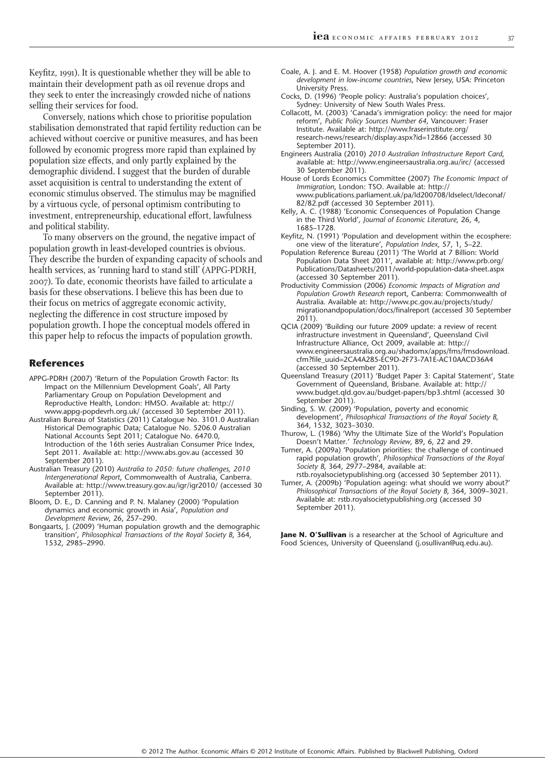Keyfitz, 1991). It is questionable whether they will be able to maintain their development path as oil revenue drops and they seek to enter the increasingly crowded niche of nations selling their services for food.

Conversely, nations which chose to prioritise population stabilisation demonstrated that rapid fertility reduction can be achieved without coercive or punitive measures, and has been followed by economic progress more rapid than explained by population size effects, and only partly explained by the demographic dividend. I suggest that the burden of durable asset acquisition is central to understanding the extent of economic stimulus observed. The stimulus may be magnified by a virtuous cycle, of personal optimism contributing to investment, entrepreneurship, educational effort, lawfulness and political stability.

To many observers on the ground, the negative impact of population growth in least-developed countries is obvious. They describe the burden of expanding capacity of schools and health services, as 'running hard to stand still' (APPG-PDRH, 2007). To date, economic theorists have failed to articulate a basis for these observations. I believe this has been due to their focus on metrics of aggregate economic activity, neglecting the difference in cost structure imposed by population growth. I hope the conceptual models offered in this paper help to refocus the impacts of population growth.

## References

APPG-PDRH (2007) 'Return of the Population Growth Factor: Its Impact on the Millennium Development Goals', All Party Parliamentary Group on Population Development and Reproductive Health, London: HMSO. Available at: http://www.appg-popdevrh.org.uk/ (accessed 30 September 2011).

Australian Bureau of Statistics (2011) Catalogue No. 3101.0 Australian Historical Demographic Data; Catalogue No. 5206.0 Australian National Accounts Sept 2011; Catalogue No. 6470.0, Introduction of the 16th series Australian Consumer Price Index, Sept 2011. Available at: http://www.abs.gov.au (accessed 30 September 2011).

Australian Treasury (2010) *Australia to 2050: future challenges, 2010 Intergenerational Report*, Commonwealth of Australia, Canberra. Available at: http://www.treasury.gov.au/igr/igr2010/ (accessed 30 September 2011).

Bloom, D. E., D. Canning and P. N. Malaney (2000) 'Population dynamics and economic growth in Asia', *Population and Development Review*, 26, 257–290.

Bongaarts, J. (2009) 'Human population growth and the demographic transition', *Philosophical Transactions of the Royal Society B*, 364, 1532, 2985–2990.

Coale, A. J. and E. M. Hoover (1958) *Population growth and economic development in low-income countries*, New Jersey, USA: Princeton University Press.

Cocks, D. (1996) 'People policy: Australia's population choices', Sydney: University of New South Wales Press.

Collacott, M. (2003) 'Canada's immigration policy: the need for major reform', *Public Policy Sources Number 64*, Vancouver: Fraser Institute. Available at: http://www.fraserinstitute.org/research-news/research/display.aspx?id=12866 (accessed 30 September 2011).

Engineers Australia (2010) *2010 Australian Infrastructure Report Card*, available at: http://www.engineersaustralia.org.au/irc/ (accessed 30 September 2011).

House of Lords Economics Committee (2007) *The Economic Impact of Immigration*, London: TSO. Available at: http://www.publications.parliament.uk/pa/ld200708/ldselect/ldeconaf/82/82.pdf (accessed 30 September 2011).

Kelly, A. C. (1988) 'Economic Consequences of Population Change in the Third World', *Journal of Economic Literature*, 26, 4, 1685–1728.

Keyfitz, N. (1991) 'Population and development within the ecosphere: one view of the literature', *Population Index*, 57, 1, 5–22.

Population Reference Bureau (2011) 'The World at 7 Billion: World Population Data Sheet 2011', available at: http://www.prb.org/Publications/Datasheets/2011/world-population-data-sheet.aspx (accessed 30 September 2011).

Productivity Commission (2006) *Economic Impacts of Migration and Population Growth Research* report, Canberra: Commonwealth of Australia. Available at: http://www.pc.gov.au/projects/study/migrationandpopulation/docs/finalreport (accessed 30 September 2011).

QCIA (2009) 'Building our future 2009 update: a review of recent infrastructure investment in Queensland', Queensland Civil Infrastructure Alliance, Oct 2009, available at: http://www.engineersaustralia.org.au/shadomx/apps/fms/fmsdownload.cfm?file_uuid=2CA4A285-EC9D-2F73-7A1E-AC10AACD36A4 (accessed 30 September 2011).

Queensland Treasury (2011) 'Budget Paper 3: Capital Statement', State Government of Queensland, Brisbane. Available at: http://www.budget.qld.gov.au/budget-papers/bp3.shtml (accessed 30 September 2011).

Sinding, S. W. (2009) 'Population, poverty and economic development', *Philosophical Transactions of the Royal Society B*, 364, 1532, 3023–3030.

Thurow, L. (1986) 'Why the Ultimate Size of the World's Population Doesn't Matter.' *Technology Review*, 89, 6, 22 and 29.

Turner, A. (2009a) 'Population priorities: the challenge of continued rapid population growth', *Philosophical Transactions of the Royal Society B*, 364, 2977–2984, available at: rstb.royalsocietypublishing.org (accessed 30 September 2011).

Turner, A. (2009b) 'Population ageing: what should we worry about?' *Philosophical Transactions of the Royal Society B*, 364, 3009–3021. Available at: rstb.royalsocietypublishing.org (accessed 30 September 2011).

**Jane N. O'Sullivan** is a researcher at the School of Agriculture and Food Sciences, University of Queensland (j.osullivan@uq.edu.au).